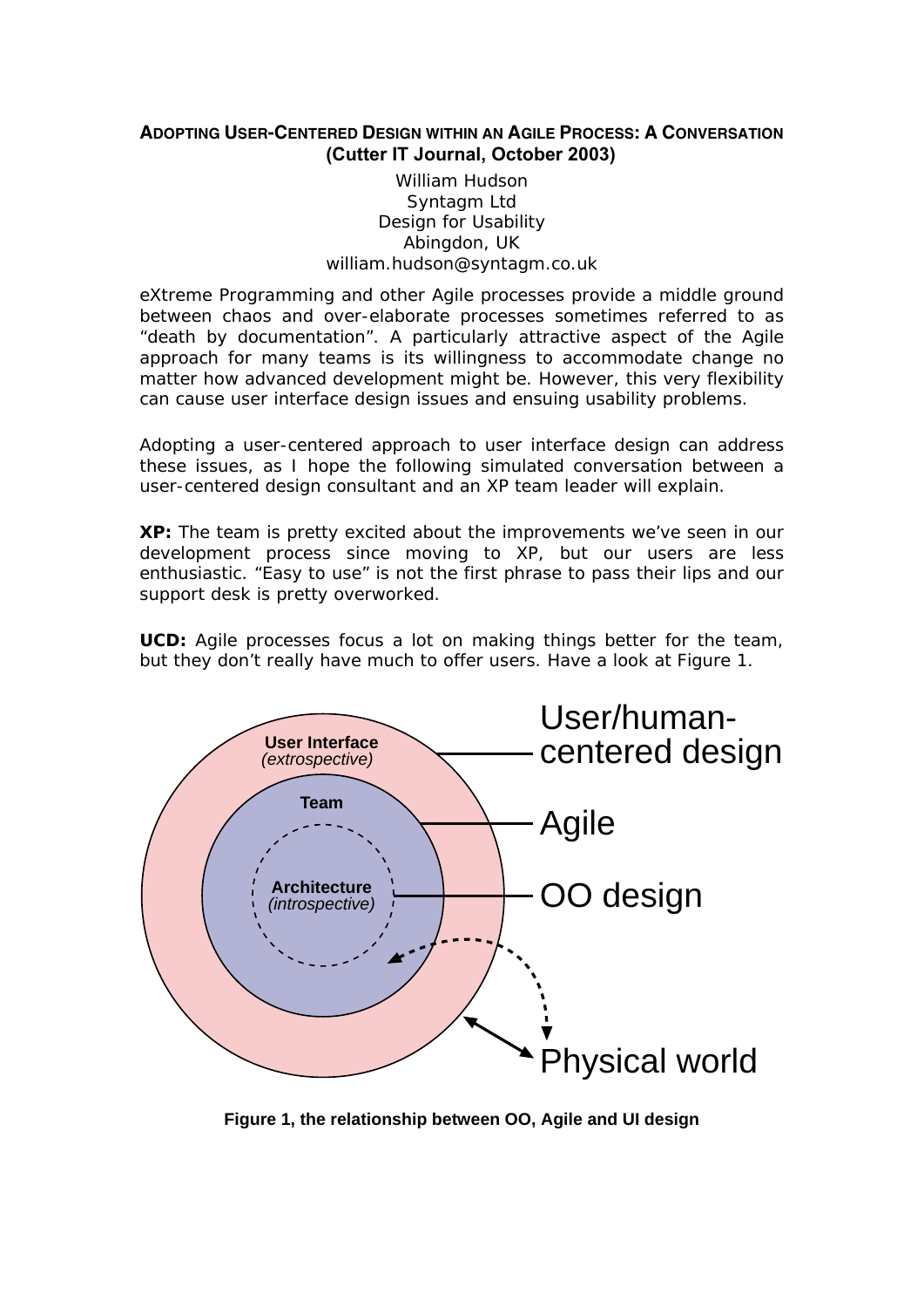# ADOPTING USER-CENTERED DESIGN WITHIN AN AGILE PROCESS: A CONVERSATION

**(Cutter IT Journal, October 2003)**

William Hudson
Syntagm Ltd
Design for Usability
Abingdon, UK
william.hudson@syntagm.co.uk

eXtreme Programming and other Agile processes provide a middle ground between chaos and over-elaborate processes sometimes referred to as "death by documentation". A particularly attractive aspect of the Agile approach for many teams is its willingness to accommodate change no matter how advanced development might be. However, this very flexibility can cause user interface design issues and ensuing usability problems.

Adopting a user-centered approach to user interface design can address these issues, as I hope the following simulated conversation between a user-centered design consultant and an XP team leader will explain.

**XP:** The team is pretty excited about the improvements we've seen in our development process since moving to XP, but our users are less enthusiastic. "Easy to use" is not the first phrase to pass their lips and our support desk is pretty overworked.

**UCD:** Agile processes focus a lot on making things better for the team, but they don't really have much to offer users. Have a look at Figure 1.

User Interface *(extrospective)* — User/human-centered design
Team — Agile
Architecture *(introspective)* — OO design
Physical world

**Figure 1, the relationship between OO, Agile and UI design**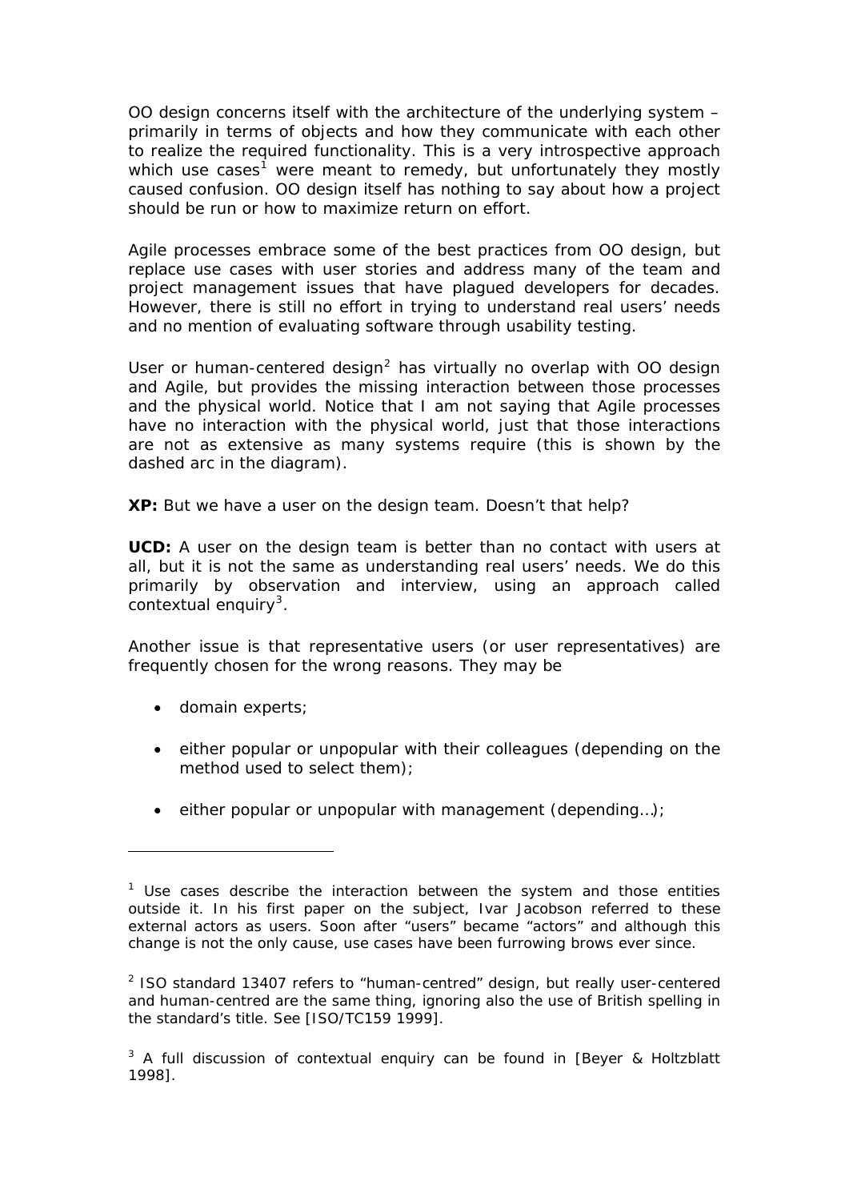OO design concerns itself with the architecture of the underlying system – primarily in terms of objects and how they communicate with each other to realize the required functionality. This is a very introspective approach which use cases[1] were meant to remedy, but unfortunately they mostly caused confusion. OO design itself has nothing to say about how a project should be run or how to maximize return on effort.

Agile processes embrace some of the best practices from OO design, but replace use cases with user stories and address many of the team and project management issues that have plagued developers for decades. However, there is still no effort in trying to understand real users' needs and no mention of evaluating software through usability testing.

User or human-centered design[2] has virtually no overlap with OO design and Agile, but provides the missing interaction between those processes and the physical world. Notice that I am not saying that Agile processes have no interaction with the physical world, just that those interactions are not as extensive as many systems require (this is shown by the dashed arc in the diagram).

**XP:** But we have a user on the design team. Doesn't that help?

**UCD:** A user on the design team is better than no contact with users at all, but it is not the same as understanding real users' needs. We do this primarily by observation and interview, using an approach called contextual enquiry[3].

Another issue is that representative users (or user representatives) are frequently chosen for the wrong reasons. They may be

- domain experts;
- either popular or unpopular with their colleagues (depending on the method used to select them);
- either popular or unpopular with management (depending…);

---

[1] Use cases describe the interaction between the system and those entities outside it. In his first paper on the subject, Ivar Jacobson referred to these external actors as users. Soon after "users" became "actors" and although this change is not the only cause, use cases have been furrowing brows ever since.

[2] ISO standard 13407 refers to "human-centred" design, but really user-centered and human-centred are the same thing, ignoring also the use of British spelling in the standard's title. See [ISO/TC159 1999].

[3] A full discussion of contextual enquiry can be found in [Beyer & Holtzblatt 1998].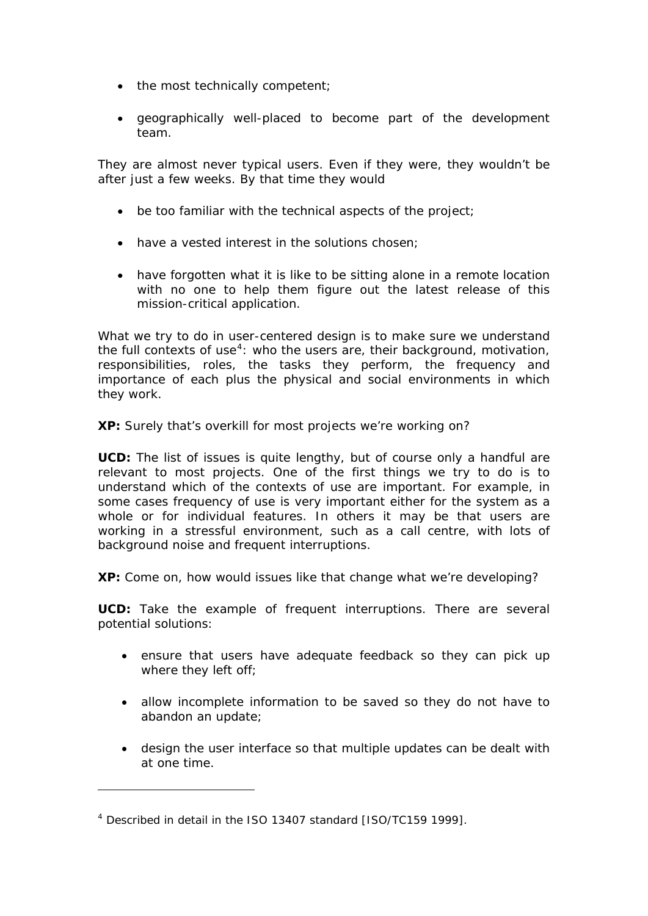- the most technically competent;
- geographically well-placed to become part of the development team.

They are almost never typical users. Even if they were, they wouldn't be after just a few weeks. By that time they would

- be too familiar with the technical aspects of the project;
- have a vested interest in the solutions chosen;
- have forgotten what it is like to be sitting alone in a remote location with no one to help them figure out the latest release of this mission-critical application.

What we try to do in user-centered design is to make sure we understand the full contexts of use[4]: who the users are, their background, motivation, responsibilities, roles, the tasks they perform, the frequency and importance of each plus the physical and social environments in which they work.

**XP:** Surely that's overkill for most projects we're working on?

**UCD:** The list of issues is quite lengthy, but of course only a handful are relevant to most projects. One of the first things we try to do is to understand which of the contexts of use are important. For example, in some cases frequency of use is very important either for the system as a whole or for individual features. In others it may be that users are working in a stressful environment, such as a call centre, with lots of background noise and frequent interruptions.

**XP:** Come on, how would issues like that change what we're developing?

**UCD:** Take the example of frequent interruptions. There are several potential solutions:

- ensure that users have adequate feedback so they can pick up where they left off;
- allow incomplete information to be saved so they do not have to abandon an update;
- design the user interface so that multiple updates can be dealt with at one time.

---

[4] Described in detail in the ISO 13407 standard [ISO/TC159 1999].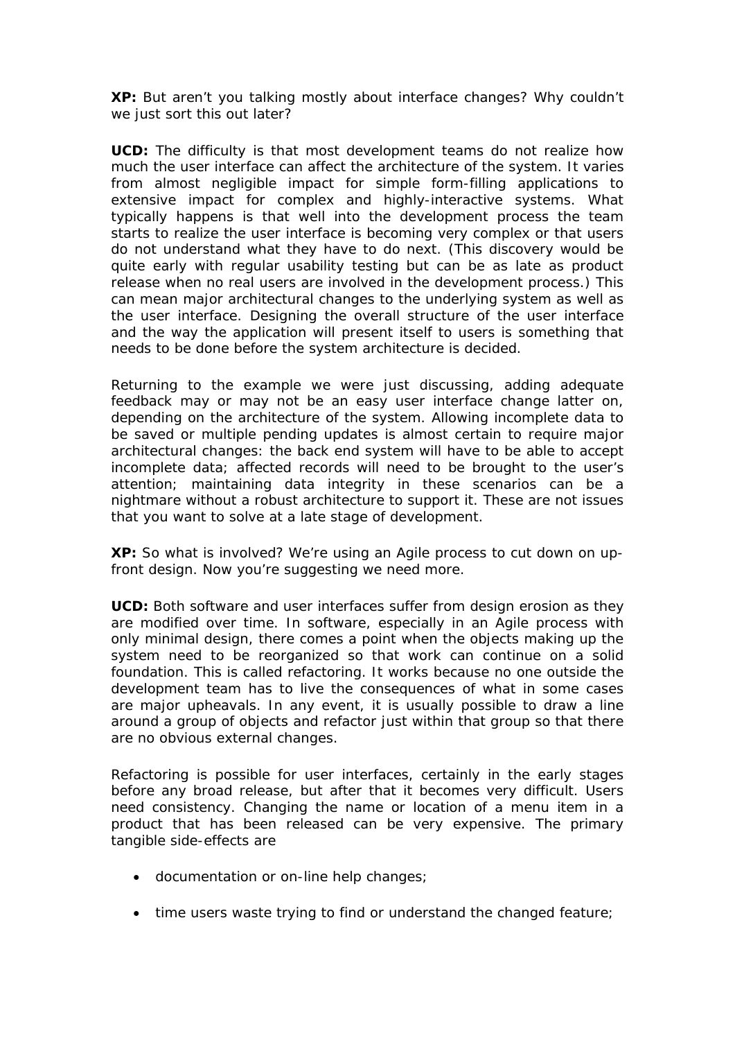**XP:** But aren't you talking mostly about interface changes? Why couldn't we just sort this out later?

**UCD:** The difficulty is that most development teams do not realize how much the user interface can affect the architecture of the system. It varies from almost negligible impact for simple form-filling applications to extensive impact for complex and highly-interactive systems. What typically happens is that well into the development process the team starts to realize the user interface is becoming very complex or that users do not understand what they have to do next. (This discovery would be quite early with regular usability testing but can be as late as product release when no real users are involved in the development process.) This can mean major architectural changes to the underlying system as well as the user interface. Designing the overall structure of the user interface and the way the application will present itself to users is something that needs to be done before the system architecture is decided.

Returning to the example we were just discussing, adding adequate feedback may or may not be an easy user interface change latter on, depending on the architecture of the system. Allowing incomplete data to be saved or multiple pending updates is almost certain to require major architectural changes: the back end system will have to be able to accept incomplete data; affected records will need to be brought to the user's attention; maintaining data integrity in these scenarios can be a nightmare without a robust architecture to support it. These are not issues that you want to solve at a late stage of development.

**XP:** So what is involved? We're using an Agile process to cut down on up-front design. Now you're suggesting we need more.

**UCD:** Both software and user interfaces suffer from design erosion as they are modified over time. In software, especially in an Agile process with only minimal design, there comes a point when the objects making up the system need to be reorganized so that work can continue on a solid foundation. This is called refactoring. It works because no one outside the development team has to live the consequences of what in some cases are major upheavals. In any event, it is usually possible to draw a line around a group of objects and refactor just within that group so that there are no obvious external changes.

Refactoring is possible for user interfaces, certainly in the early stages before any broad release, but after that it becomes very difficult. Users need consistency. Changing the name or location of a menu item in a product that has been released can be very expensive. The primary tangible side-effects are

- documentation or on-line help changes;
- time users waste trying to find or understand the changed feature;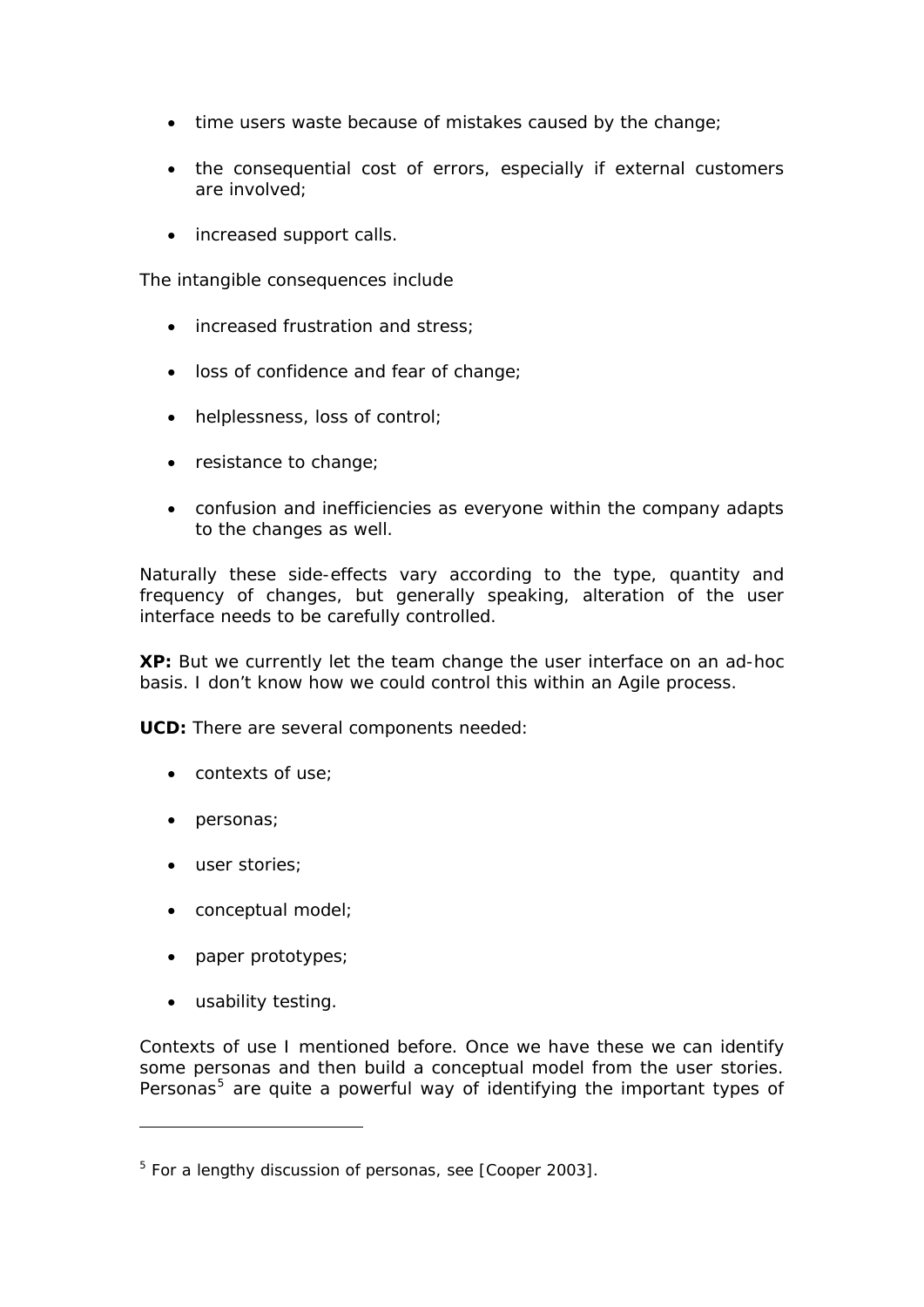- time users waste because of mistakes caused by the change;
- the consequential cost of errors, especially if external customers are involved;
- increased support calls.

The intangible consequences include

- increased frustration and stress;
- loss of confidence and fear of change;
- helplessness, loss of control;
- resistance to change;
- confusion and inefficiencies as everyone within the company adapts to the changes as well.

Naturally these side-effects vary according to the type, quantity and frequency of changes, but generally speaking, alteration of the user interface needs to be carefully controlled.

**XP:** But we currently let the team change the user interface on an ad-hoc basis. I don't know how we could control this within an Agile process.

**UCD:** There are several components needed:

- contexts of use;
- personas;
- user stories;
- conceptual model;
- paper prototypes;
- usability testing.

Contexts of use I mentioned before. Once we have these we can identify some personas and then build a conceptual model from the user stories. Personas[5] are quite a powerful way of identifying the important types of

---

[5] For a lengthy discussion of personas, see [Cooper 2003].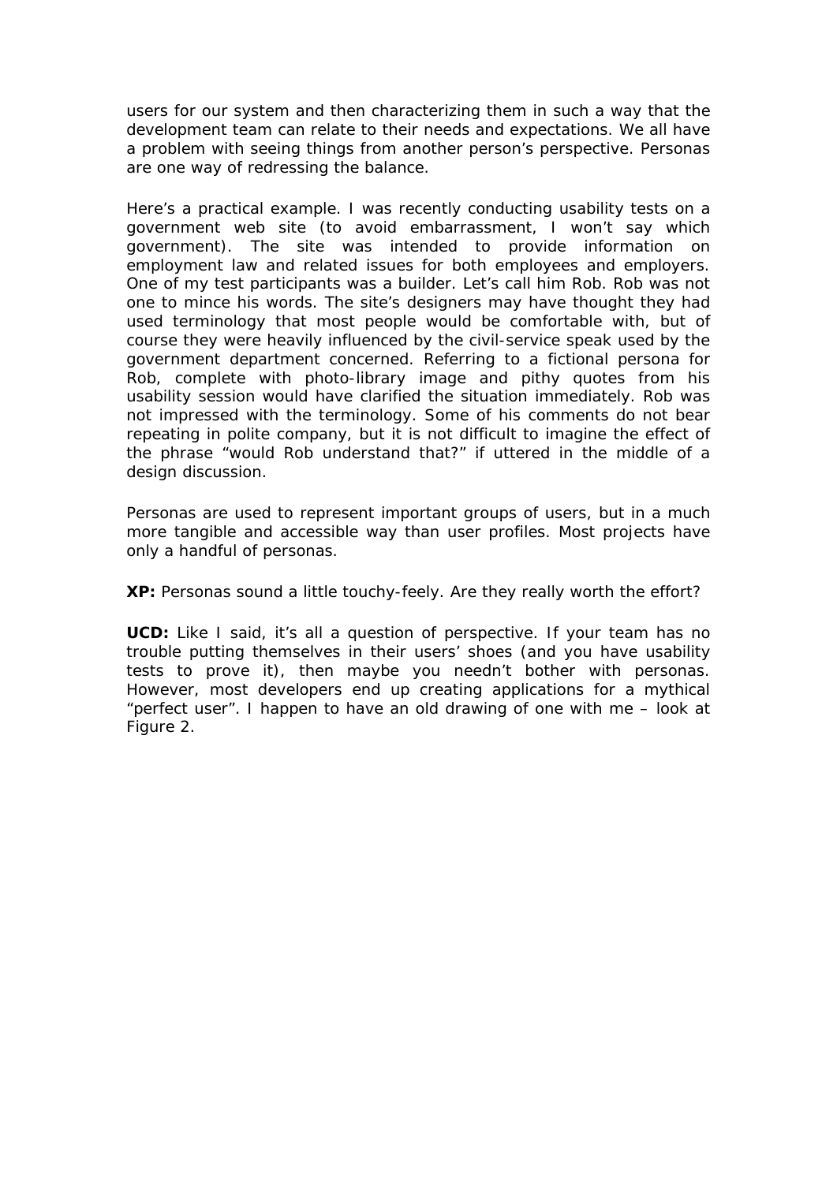users for our system and then characterizing them in such a way that the development team can relate to their needs and expectations. We all have a problem with seeing things from another person's perspective. Personas are one way of redressing the balance.

Here's a practical example. I was recently conducting usability tests on a government web site (to avoid embarrassment, I won't say which government). The site was intended to provide information on employment law and related issues for both employees and employers. One of my test participants was a builder. Let's call him Rob. Rob was not one to mince his words. The site's designers may have thought they had used terminology that most people would be comfortable with, but of course they were heavily influenced by the civil-service speak used by the government department concerned. Referring to a fictional persona for Rob, complete with photo-library image and pithy quotes from his usability session would have clarified the situation immediately. Rob was not impressed with the terminology. Some of his comments do not bear repeating in polite company, but it is not difficult to imagine the effect of the phrase "would Rob understand that?" if uttered in the middle of a design discussion.

Personas are used to represent important groups of users, but in a much more tangible and accessible way than user profiles. Most projects have only a handful of personas.

**XP:** Personas sound a little touchy-feely. Are they really worth the effort?

**UCD:** Like I said, it's all a question of perspective. If your team has no trouble putting themselves in their users' shoes (and you have usability tests to prove it), then maybe you needn't bother with personas. However, most developers end up creating applications for a mythical "perfect user". I happen to have an old drawing of one with me – look at Figure 2.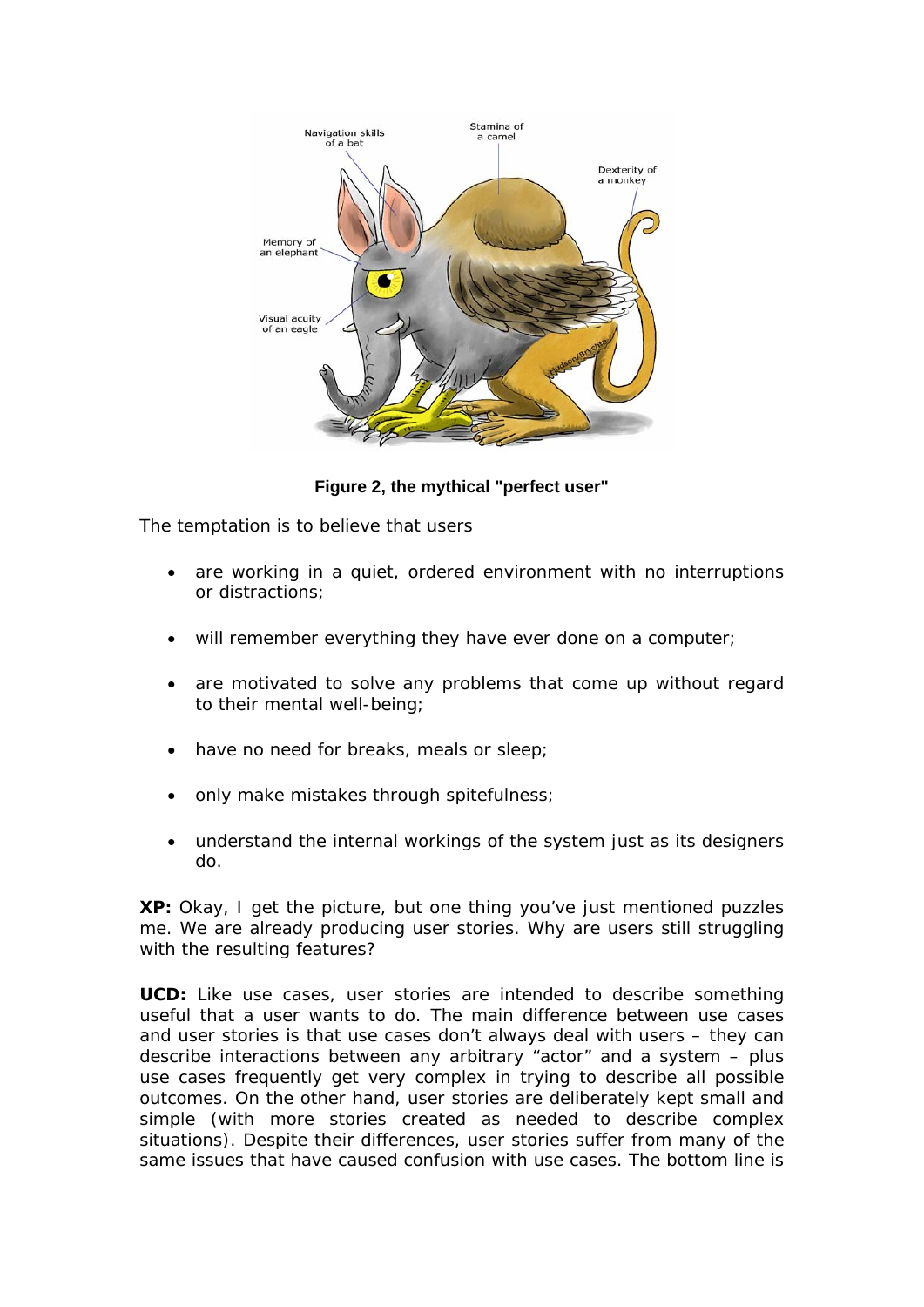**Figure 2, the mythical "perfect user"**

The temptation is to believe that users

- are working in a quiet, ordered environment with no interruptions or distractions;
- will remember everything they have ever done on a computer;
- are motivated to solve any problems that come up without regard to their mental well-being;
- have no need for breaks, meals or sleep;
- only make mistakes through spitefulness;
- understand the internal workings of the system just as its designers do.

**XP:** Okay, I get the picture, but one thing you've just mentioned puzzles me. We are already producing user stories. Why are users still struggling with the resulting features?

**UCD:** Like use cases, user stories are intended to describe something useful that a user wants to do. The main difference between use cases and user stories is that use cases don't always deal with users – they can describe interactions between any arbitrary "actor" and a system – plus use cases frequently get very complex in trying to describe all possible outcomes. On the other hand, user stories are deliberately kept small and simple (with more stories created as needed to describe complex situations). Despite their differences, user stories suffer from many of the same issues that have caused confusion with use cases. The bottom line is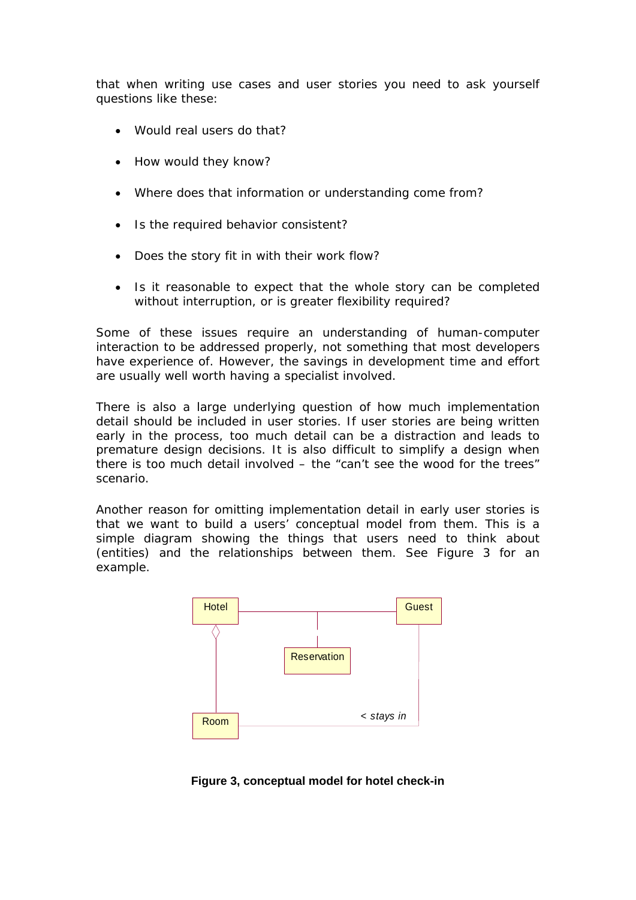that when writing use cases and user stories you need to ask yourself questions like these:

- Would real users do that?
- How would they know?
- Where does that information or understanding come from?
- Is the required behavior consistent?
- Does the story fit in with their work flow?
- Is it reasonable to expect that the whole story can be completed without interruption, or is greater flexibility required?

Some of these issues require an understanding of human-computer interaction to be addressed properly, not something that most developers have experience of. However, the savings in development time and effort are usually well worth having a specialist involved.

There is also a large underlying question of how much implementation detail should be included in user stories. If user stories are being written early in the process, too much detail can be a distraction and leads to premature design decisions. It is also difficult to simplify a design when there is too much detail involved – the "can't see the wood for the trees" scenario.

Another reason for omitting implementation detail in early user stories is that we want to build a users' conceptual model from them. This is a simple diagram showing the things that users need to think about (entities) and the relationships between them. See Figure 3 for an example.

**Figure 3, conceptual model for hotel check-in**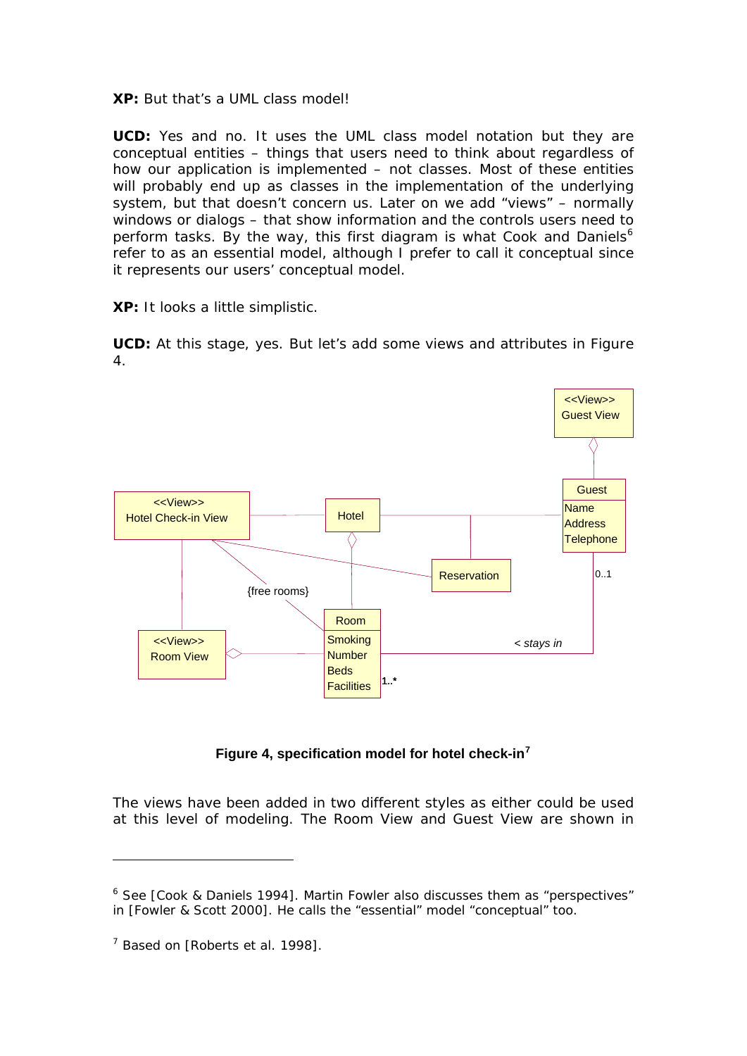**XP:** But that's a UML class model!

**UCD:** Yes and no. It uses the UML class model notation but they are conceptual entities – things that users need to think about regardless of how our application is implemented – not classes. Most of these entities will probably end up as classes in the implementation of the underlying system, but that doesn't concern us. Later on we add "views" – normally windows or dialogs – that show information and the controls users need to perform tasks. By the way, this first diagram is what Cook and Daniels[6] refer to as an essential model, although I prefer to call it conceptual since it represents our users' conceptual model.

**XP:** It looks a little simplistic.

**UCD:** At this stage, yes. But let's add some views and attributes in Figure 4.

**Figure 4, specification model for hotel check-in[7]**

The views have been added in two different styles as either could be used at this level of modeling. The Room View and Guest View are shown in

---

[6] See [Cook & Daniels 1994]. Martin Fowler also discusses them as "perspectives" in [Fowler & Scott 2000]. He calls the "essential" model "conceptual" too.

[7] Based on [Roberts et al. 1998].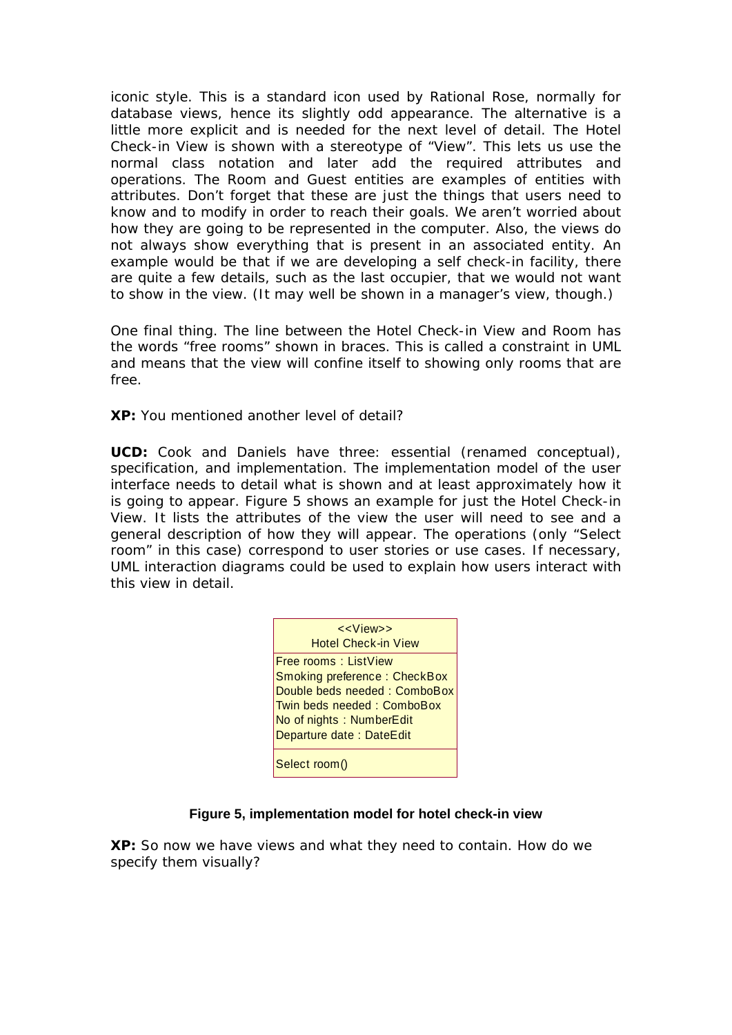iconic style. This is a standard icon used by Rational Rose, normally for database views, hence its slightly odd appearance. The alternative is a little more explicit and is needed for the next level of detail. The Hotel Check-in View is shown with a stereotype of "View". This lets us use the normal class notation and later add the required attributes and operations. The Room and Guest entities are examples of entities with attributes. Don't forget that these are just the things that users need to know and to modify in order to reach their goals. We aren't worried about how they are going to be represented in the computer. Also, the views do not always show everything that is present in an associated entity. An example would be that if we are developing a self check-in facility, there are quite a few details, such as the last occupier, that we would not want to show in the view. (It may well be shown in a manager's view, though.)

One final thing. The line between the Hotel Check-in View and Room has the words "free rooms" shown in braces. This is called a constraint in UML and means that the view will confine itself to showing only rooms that are free.

**XP:** You mentioned another level of detail?

**UCD:** Cook and Daniels have three: essential (renamed conceptual), specification, and implementation. The implementation model of the user interface needs to detail what is shown and at least approximately how it is going to appear. Figure 5 shows an example for just the Hotel Check-in View. It lists the attributes of the view the user will need to see and a general description of how they will appear. The operations (only "Select room" in this case) correspond to user stories or use cases. If necessary, UML interaction diagrams could be used to explain how users interact with this view in detail.

```
<<View>>
Hotel Check-in View
------------------------------
Free rooms : ListView
Smoking preference : CheckBox
Double beds needed : ComboBox
Twin beds needed : ComboBox
No of nights : NumberEdit
Departure date : DateEdit
------------------------------
Select room()
```

**Figure 5, implementation model for hotel check-in view**

**XP:** So now we have views and what they need to contain. How do we specify them visually?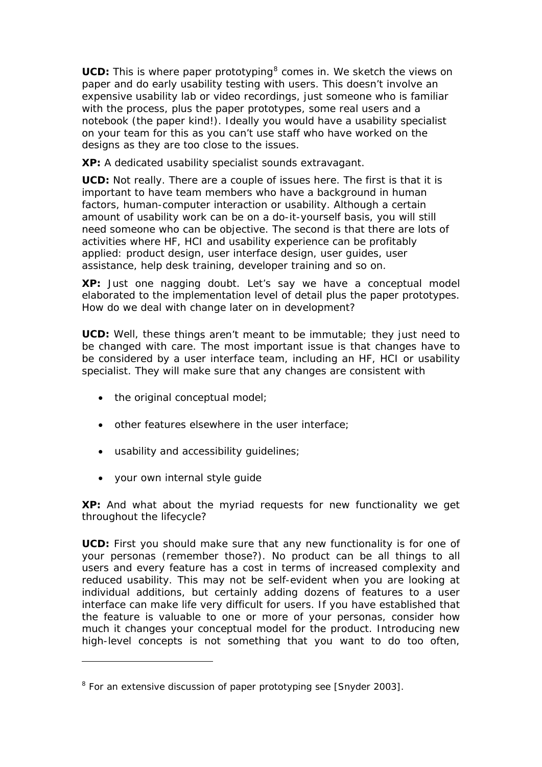**UCD:** This is where paper prototyping[8] comes in. We sketch the views on paper and do early usability testing with users. This doesn't involve an expensive usability lab or video recordings, just someone who is familiar with the process, plus the paper prototypes, some real users and a notebook (the paper kind!). Ideally you would have a usability specialist on your team for this as you can't use staff who have worked on the designs as they are too close to the issues.

**XP:** A dedicated usability specialist sounds extravagant.

**UCD:** Not really. There are a couple of issues here. The first is that it is important to have team members who have a background in human factors, human-computer interaction or usability. Although a certain amount of usability work can be on a do-it-yourself basis, you will still need someone who can be objective. The second is that there are lots of activities where HF, HCI and usability experience can be profitably applied: product design, user interface design, user guides, user assistance, help desk training, developer training and so on.

**XP:** Just one nagging doubt. Let's say we have a conceptual model elaborated to the implementation level of detail plus the paper prototypes. How do we deal with change later on in development?

**UCD:** Well, these things aren't meant to be immutable; they just need to be changed with care. The most important issue is that changes have to be considered by a user interface team, including an HF, HCI or usability specialist. They will make sure that any changes are consistent with

- the original conceptual model;
- other features elsewhere in the user interface;
- usability and accessibility guidelines;
- your own internal style guide

**XP:** And what about the myriad requests for new functionality we get throughout the lifecycle?

**UCD:** First you should make sure that any new functionality is for one of your personas (remember those?). No product can be all things to all users and every feature has a cost in terms of increased complexity and reduced usability. This may not be self-evident when you are looking at individual additions, but certainly adding dozens of features to a user interface can make life very difficult for users. If you have established that the feature is valuable to one or more of your personas, consider how much it changes your conceptual model for the product. Introducing new high-level concepts is not something that you want to do too often,

---

[8] For an extensive discussion of paper prototyping see [Snyder 2003].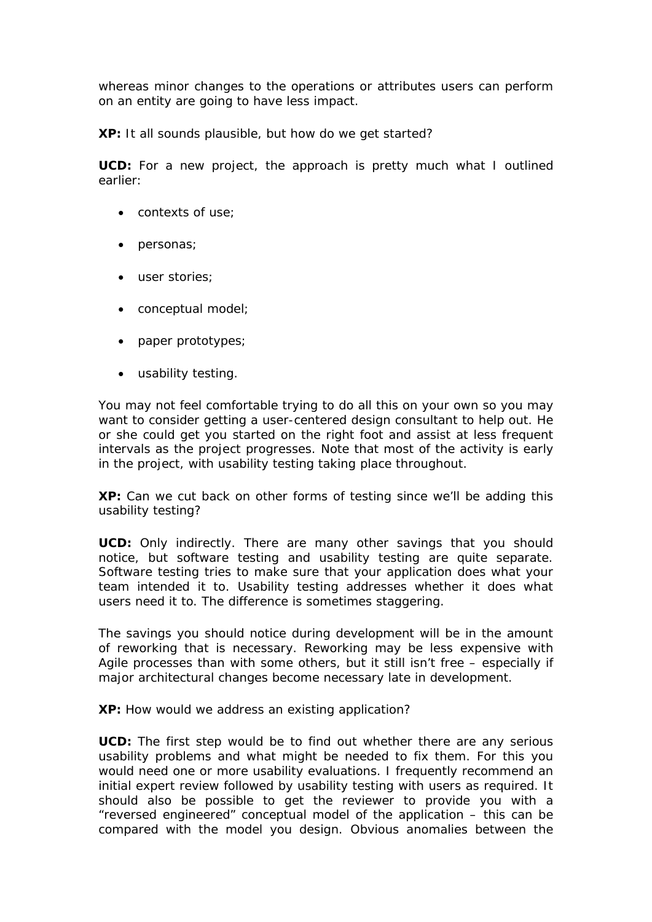whereas minor changes to the operations or attributes users can perform on an entity are going to have less impact.

**XP:** It all sounds plausible, but how do we get started?

**UCD:** For a new project, the approach is pretty much what I outlined earlier:

- contexts of use;
- personas;
- user stories;
- conceptual model;
- paper prototypes;
- usability testing.

You may not feel comfortable trying to do all this on your own so you may want to consider getting a user-centered design consultant to help out. He or she could get you started on the right foot and assist at less frequent intervals as the project progresses. Note that most of the activity is early in the project, with usability testing taking place throughout.

**XP:** Can we cut back on other forms of testing since we'll be adding this usability testing?

**UCD:** Only indirectly. There are many other savings that you should notice, but software testing and usability testing are quite separate. Software testing tries to make sure that your application does what your team intended it to. Usability testing addresses whether it does what users need it to. The difference is sometimes staggering.

The savings you should notice during development will be in the amount of reworking that is necessary. Reworking may be less expensive with Agile processes than with some others, but it still isn't free – especially if major architectural changes become necessary late in development.

**XP:** How would we address an existing application?

**UCD:** The first step would be to find out whether there are any serious usability problems and what might be needed to fix them. For this you would need one or more usability evaluations. I frequently recommend an initial expert review followed by usability testing with users as required. It should also be possible to get the reviewer to provide you with a "reversed engineered" conceptual model of the application – this can be compared with the model you design. Obvious anomalies between the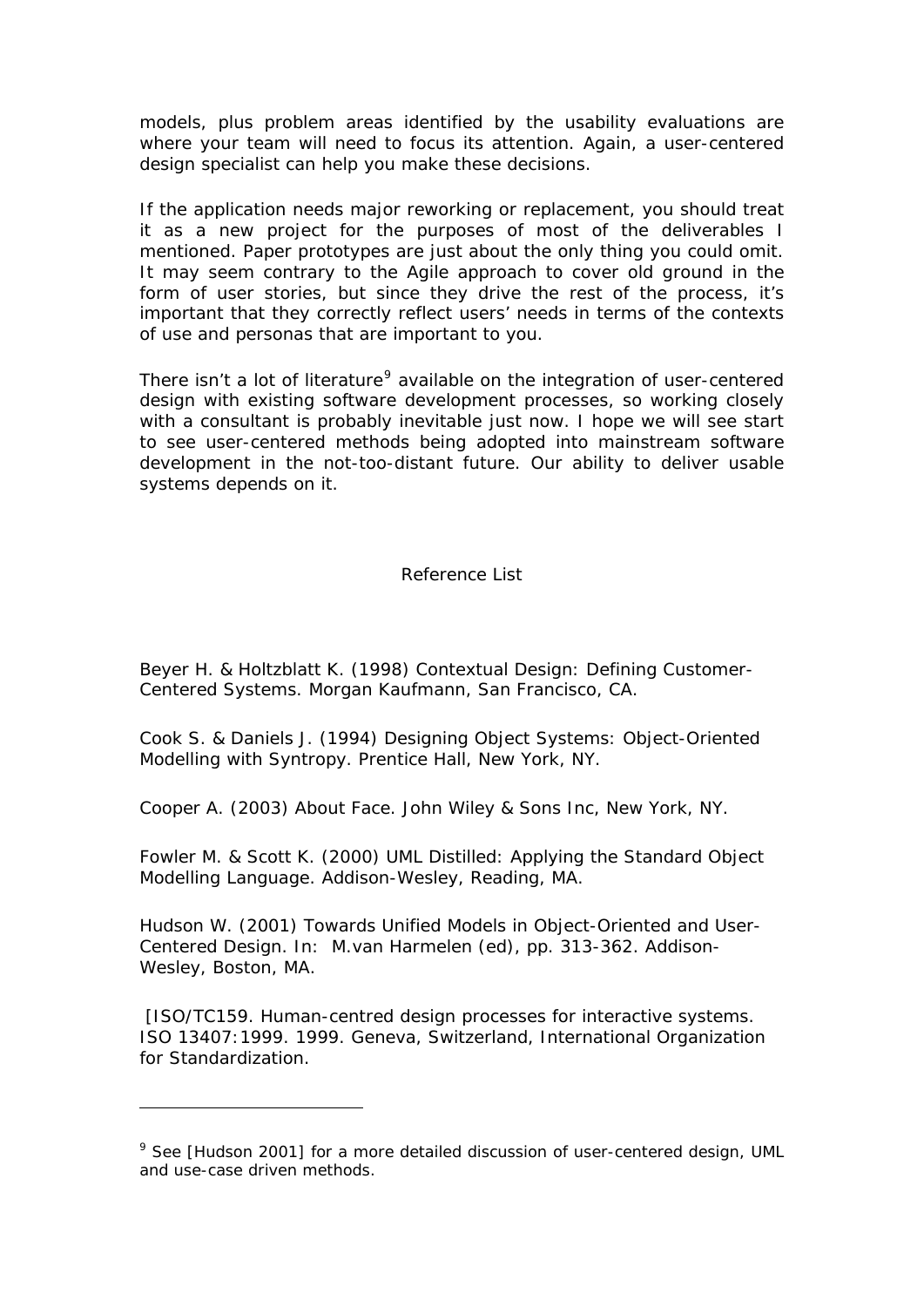models, plus problem areas identified by the usability evaluations are where your team will need to focus its attention. Again, a user-centered design specialist can help you make these decisions.

If the application needs major reworking or replacement, you should treat it as a new project for the purposes of most of the deliverables I mentioned. Paper prototypes are just about the only thing you could omit. It may seem contrary to the Agile approach to cover old ground in the form of user stories, but since they drive the rest of the process, it's important that they correctly reflect users' needs in terms of the contexts of use and personas that are important to you.

There isn't a lot of literature[9] available on the integration of user-centered design with existing software development processes, so working closely with a consultant is probably inevitable just now. I hope we will see start to see user-centered methods being adopted into mainstream software development in the not-too-distant future. Our ability to deliver usable systems depends on it.

## Reference List

Beyer H. & Holtzblatt K. (1998) Contextual Design: Defining Customer-Centered Systems. Morgan Kaufmann, San Francisco, CA.

Cook S. & Daniels J. (1994) Designing Object Systems: Object-Oriented Modelling with Syntropy. Prentice Hall, New York, NY.

Cooper A. (2003) About Face. John Wiley & Sons Inc, New York, NY.

Fowler M. & Scott K. (2000) UML Distilled: Applying the Standard Object Modelling Language. Addison-Wesley, Reading, MA.

Hudson W. (2001) Towards Unified Models in Object-Oriented and User-Centered Design. In: M.van Harmelen (ed), pp. 313-362. Addison-Wesley, Boston, MA.

[ISO/TC159. Human-centred design processes for interactive systems. ISO 13407:1999. 1999. Geneva, Switzerland, International Organization for Standardization.

---

[9] See [Hudson 2001] for a more detailed discussion of user-centered design, UML and use-case driven methods.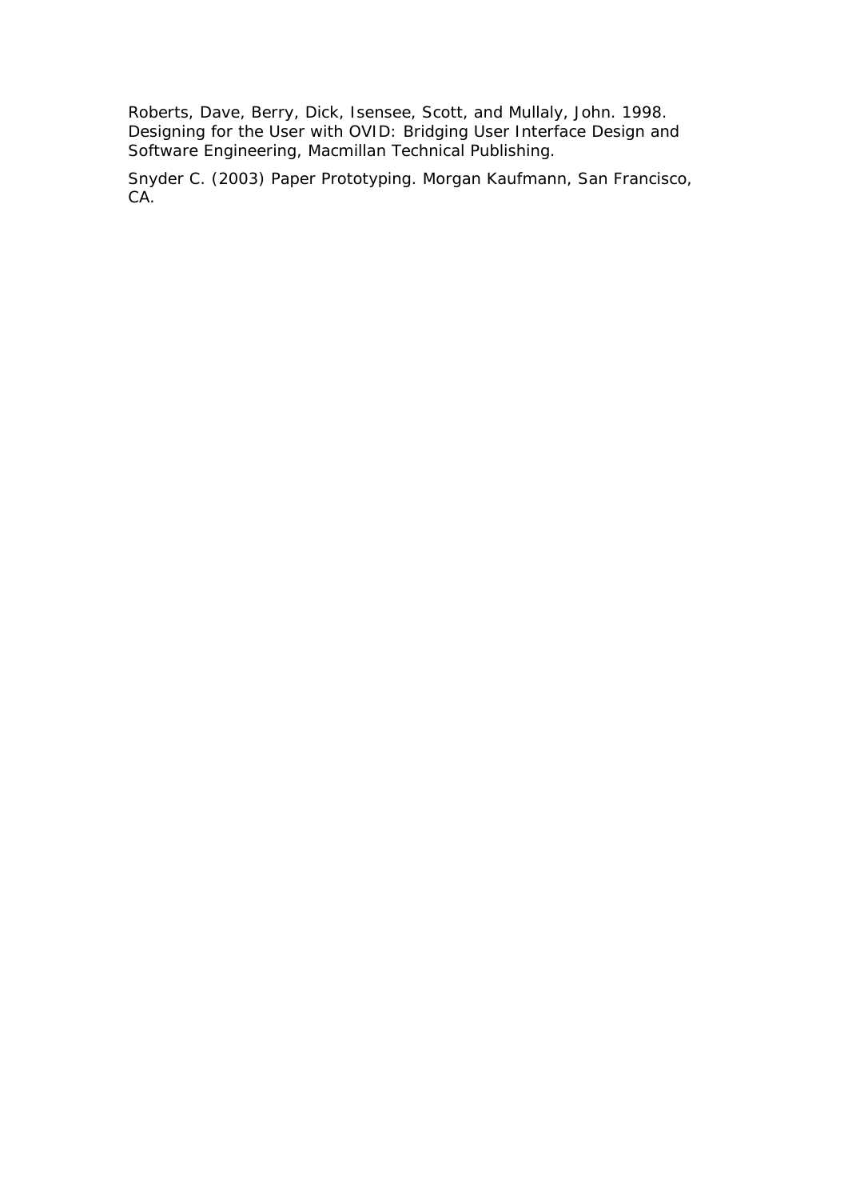Roberts, Dave, Berry, Dick, Isensee, Scott, and Mullaly, John. 1998. Designing for the User with OVID: Bridging User Interface Design and Software Engineering, Macmillan Technical Publishing.

Snyder C. (2003) Paper Prototyping. Morgan Kaufmann, San Francisco, CA.